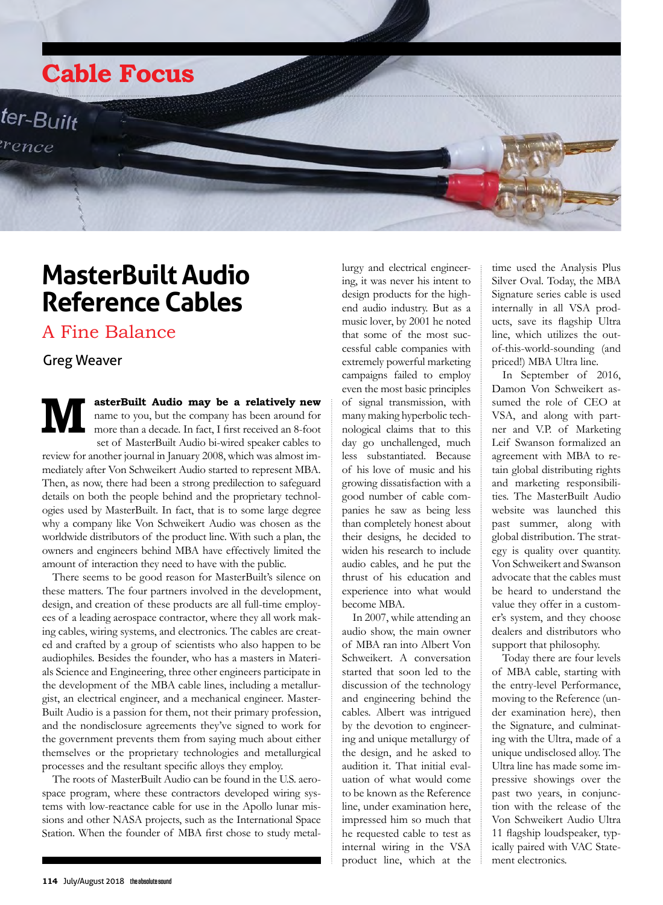# Cable Focus

# MasterBuilt Audio Reference Cables

## A Fine Balance

Greg Weaver

**MasterBuilt Audio may be a relatively new** name to you, but the company has been around for more than a decade. In fact, I first received an 8-foot set of MasterBuilt Audio bi-wired speaker cables to review for another journal in January 2008, which was almost immediately after Von Schweikert Audio started to represent MBA. Then, as now, there had been a strong predilection to safeguard details on both the people behind and the proprietary technologies used by MasterBuilt. In fact, that is to some large degree why a company like Von Schweikert Audio was chosen as the worldwide distributors of the product line. With such a plan, the owners and engineers behind MBA have effectively limited the amount of interaction they need to have with the public.

There seems to be good reason for MasterBuilt's silence on these matters. The four partners involved in the development, design, and creation of these products are all full-time employees of a leading aerospace contractor, where they all work making cables, wiring systems, and electronics. The cables are created and crafted by a group of scientists who also happen to be audiophiles. Besides the founder, who has a masters in Materials Science and Engineering, three other engineers participate in the development of the MBA cable lines, including a metallurgist, an electrical engineer, and a mechanical engineer. MasterBuilt Audio is a passion for them, not their primary profession, and the nondisclosure agreements they've signed to work for the government prevents them from saying much about either themselves or the proprietary technologies and metallurgical processes and the resultant specific alloys they employ.

The roots of MasterBuilt Audio can be found in the U.S. aerospace program, where these contractors developed wiring systems with low-reactance cable for use in the Apollo lunar missions and other NASA projects, such as the International Space Station. When the founder of MBA first chose to study metallurgy and electrical engineering, it was never his intent to design products for the high-end audio industry. But as a music lover, by 2001 he noted that some of the most successful cable companies with extremely powerful marketing campaigns failed to employ even the most basic principles of signal transmission, with many making hyperbolic technological claims that to this day go unchallenged, much less substantiated. Because of his love of music and his growing dissatisfaction with a good number of cable companies he saw as being less than completely honest about their designs, he decided to widen his research to include audio cables, and he put the thrust of his education and experience into what would become MBA.

In 2007, while attending an audio show, the main owner of MBA ran into Albert Von Schweikert. A conversation started that soon led to the discussion of the technology and engineering behind the cables. Albert was intrigued by the devotion to engineering and unique metallurgy of the design, and he asked to audition it. That initial evaluation of what would come to be known as the Reference line, under examination here, impressed him so much that he requested cable to test as internal wiring in the VSA product line, which at the time used the Analysis Plus Silver Oval. Today, the MBA Signature series cable is used internally in all VSA products, save its flagship Ultra line, which utilizes the out-of-this-world-sounding (and priced!) MBA Ultra line.

In September of 2016, Damon Von Schweikert assumed the role of CEO at VSA, and along with partner and V.P. of Marketing Leif Swanson formalized an agreement with MBA to retain global distributing rights and marketing responsibilities. The MasterBuilt Audio website was launched this past summer, along with global distribution. The strategy is quality over quantity. Von Schweikert and Swanson advocate that the cables must be heard to understand the value they offer in a customer's system, and they choose dealers and distributors who support that philosophy.

Today there are four levels of MBA cable, starting with the entry-level Performance, moving to the Reference (under examination here), then the Signature, and culminating with the Ultra, made of a unique undisclosed alloy. The Ultra line has made some impressive showings over the past two years, in conjunction with the release of the Von Schweikert Audio Ultra 11 flagship loudspeaker, typically paired with VAC Statement electronics.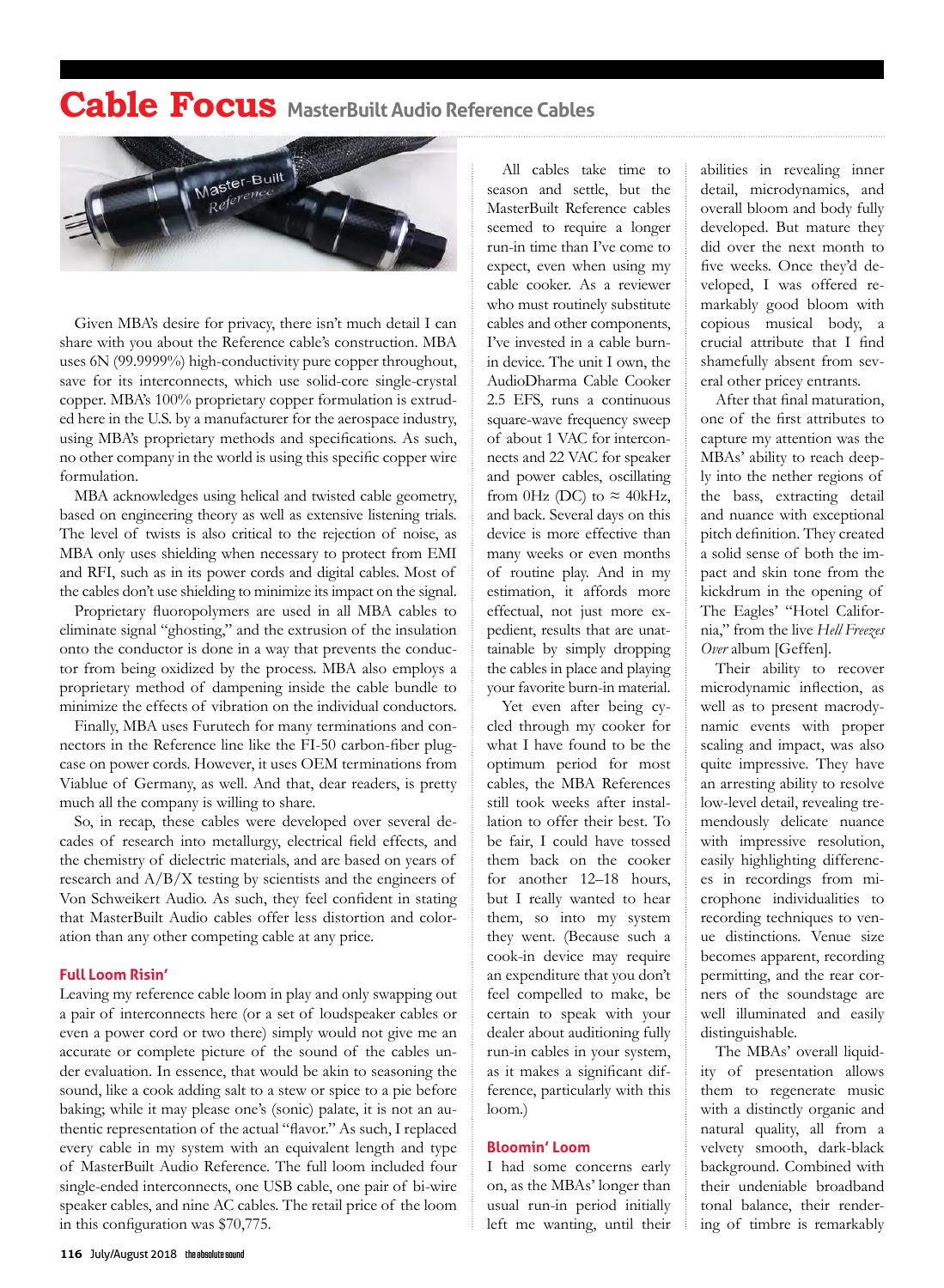# Cable Focus MasterBuilt Audio Reference Cables

Given MBA's desire for privacy, there isn't much detail I can share with you about the Reference cable's construction. MBA uses 6N (99.9999%) high-conductivity pure copper throughout, save for its interconnects, which use solid-core single-crystal copper. MBA's 100% proprietary copper formulation is extruded here in the U.S. by a manufacturer for the aerospace industry, using MBA's proprietary methods and specifications. As such, no other company in the world is using this specific copper wire formulation.

MBA acknowledges using helical and twisted cable geometry, based on engineering theory as well as extensive listening trials. The level of twists is also critical to the rejection of noise, as MBA only uses shielding when necessary to protect from EMI and RFI, such as in its power cords and digital cables. Most of the cables don't use shielding to minimize its impact on the signal.

Proprietary fluoropolymers are used in all MBA cables to eliminate signal "ghosting," and the extrusion of the insulation onto the conductor is done in a way that prevents the conductor from being oxidized by the process. MBA also employs a proprietary method of dampening inside the cable bundle to minimize the effects of vibration on the individual conductors.

Finally, MBA uses Furutech for many terminations and connectors in the Reference line like the FI-50 carbon-fiber plug-case on power cords. However, it uses OEM terminations from Viablue of Germany, as well. And that, dear readers, is pretty much all the company is willing to share.

So, in recap, these cables were developed over several decades of research into metallurgy, electrical field effects, and the chemistry of dielectric materials, and are based on years of research and A/B/X testing by scientists and the engineers of Von Schweikert Audio. As such, they feel confident in stating that MasterBuilt Audio cables offer less distortion and coloration than any other competing cable at any price.

### Full Loom Risin'

Leaving my reference cable loom in play and only swapping out a pair of interconnects here (or a set of loudspeaker cables or even a power cord or two there) simply would not give me an accurate or complete picture of the sound of the cables under evaluation. In essence, that would be akin to seasoning the sound, like a cook adding salt to a stew or spice to a pie before baking; while it may please one's (sonic) palate, it is not an authentic representation of the actual "flavor." As such, I replaced every cable in my system with an equivalent length and type of MasterBuilt Audio Reference. The full loom included four single-ended interconnects, one USB cable, one pair of bi-wire speaker cables, and nine AC cables. The retail price of the loom in this configuration was $70,775.

All cables take time to season and settle, but the MasterBuilt Reference cables seemed to require a longer run-in time than I've come to expect, even when using my cable cooker. As a reviewer who must routinely substitute cables and other components, I've invested in a cable burn-in device. The unit I own, the AudioDharma Cable Cooker 2.5 EFS, runs a continuous square-wave frequency sweep of about 1 VAC for interconnects and 22 VAC for speaker and power cables, oscillating from 0Hz (DC) to ≈ 40kHz, and back. Several days on this device is more effective than many weeks or even months of routine play. And in my estimation, it affords more effectual, not just more expedient, results that are unattainable by simply dropping the cables in place and playing your favorite burn-in material.

Yet even after being cycled through my cooker for what I have found to be the optimum period for most cables, the MBA References still took weeks after installation to offer their best. To be fair, I could have tossed them back on the cooker for another 12–18 hours, but I really wanted to hear them, so into my system they went. (Because such a cook-in device may require an expenditure that you don't feel compelled to make, be certain to speak with your dealer about auditioning fully run-in cables in your system, as it makes a significant difference, particularly with this loom.)

### Bloomin' Loom

I had some concerns early on, as the MBAs' longer than usual run-in period initially left me wanting, until their abilities in revealing inner detail, microdynamics, and overall bloom and body fully developed. But mature they did over the next month to five weeks. Once they'd developed, I was offered remarkably good bloom with copious musical body, a crucial attribute that I find shamefully absent from several other pricey entrants.

After that final maturation, one of the first attributes to capture my attention was the MBAs' ability to reach deeply into the nether regions of the bass, extracting detail and nuance with exceptional pitch definition. They created a solid sense of both the impact and skin tone from the kickdrum in the opening of The Eagles' "Hotel California," from the live *Hell Freezes Over* album [Geffen].

Their ability to recover microdynamic inflection, as well as to present macrodynamic events with proper scaling and impact, was also quite impressive. They have an arresting ability to resolve low-level detail, revealing tremendously delicate nuance with impressive resolution, easily highlighting differences in recordings from microphone individualities to recording techniques to venue distinctions. Venue size becomes apparent, recording permitting, and the rear corners of the soundstage are well illuminated and easily distinguishable.

The MBAs' overall liquidity of presentation allows them to regenerate music with a distinctly organic and natural quality, all from a velvety smooth, dark-black background. Combined with their undeniable broadband tonal balance, their rendering of timbre is remarkably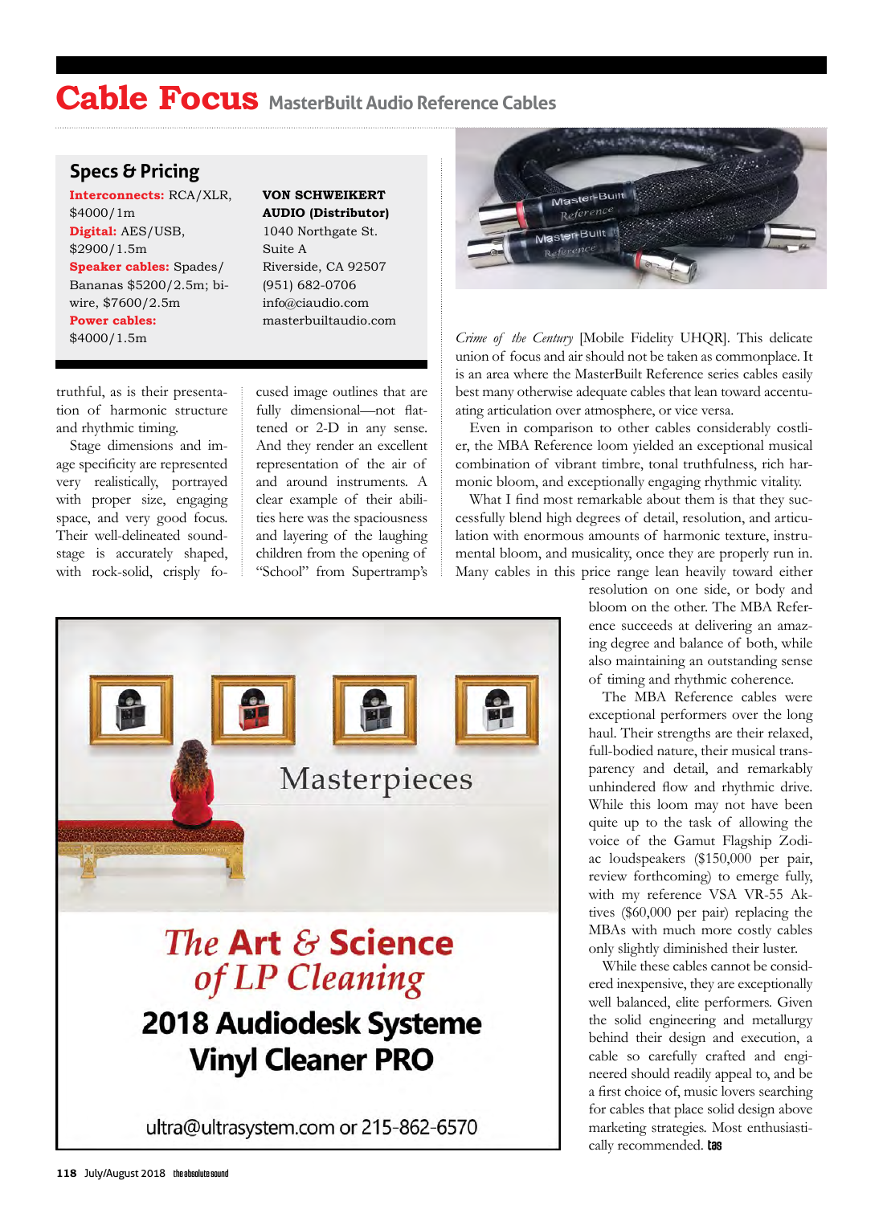# Cable Focus MasterBuilt Audio Reference Cables

## Specs & Pricing

**Interconnects:** RCA/XLR, $4000/1m
**Digital:** AES/USB, $2900/1.5m
**Speaker cables:** Spades/Bananas $5200/2.5m; bi-wire, $7600/2.5m
**Power cables:** $4000/1.5m

**VON SCHWEIKERT AUDIO (Distributor)**
1040 Northgate St.
Suite A
Riverside, CA 92507
(951) 682-0706
info@ciaudio.com
masterbuiltaudio.com

truthful, as is their presentation of harmonic structure and rhythmic timing.

Stage dimensions and image specificity are represented very realistically, portrayed with proper size, engaging space, and very good focus. Their well-delineated soundstage is accurately shaped, with rock-solid, crisply focused image outlines that are fully dimensional—not flattened or 2-D in any sense. And they render an excellent representation of the air of and around instruments. A clear example of their abilities here was the spaciousness and layering of the laughing children from the opening of "School" from Supertramp's *Crime of the Century* [Mobile Fidelity UHQR]. This delicate union of focus and air should not be taken as commonplace. It is an area where the MasterBuilt Reference series cables easily best many otherwise adequate cables that lean toward accentuating articulation over atmosphere, or vice versa.

Even in comparison to other cables considerably costlier, the MBA Reference loom yielded an exceptional musical combination of vibrant timbre, tonal truthfulness, rich harmonic bloom, and exceptionally engaging rhythmic vitality.

What I find most remarkable about them is that they successfully blend high degrees of detail, resolution, and articulation with enormous amounts of harmonic texture, instrumental bloom, and musicality, once they are properly run in. Many cables in this price range lean heavily toward either resolution on one side, or body and bloom on the other. The MBA Reference succeeds at delivering an amazing degree and balance of both, while also maintaining an outstanding sense of timing and rhythmic coherence.

The MBA Reference cables were exceptional performers over the long haul. Their strengths are their relaxed, full-bodied nature, their musical transparency and detail, and remarkably unhindered flow and rhythmic drive. While this loom may not have been quite up to the task of allowing the voice of the Gamut Flagship Zodiac loudspeakers ($150,000 per pair, review forthcoming) to emerge fully, with my reference VSA VR-55 Aktives ($60,000 per pair) replacing the MBAs with much more costly cables only slightly diminished their luster.

While these cables cannot be considered inexpensive, they are exceptionally well balanced, elite performers. Given the solid engineering and metallurgy behind their design and execution, a cable so carefully crafted and engineered should readily appeal to, and be a first choice of, music lovers searching for cables that place solid design above marketing strategies. Most enthusiastically recommended. **tas**

Masterpieces

*The Art & Science of LP Cleaning*

**2018 Audiodesk Systeme Vinyl Cleaner PRO**

ultra@ultrasystem.com or 215-862-6570